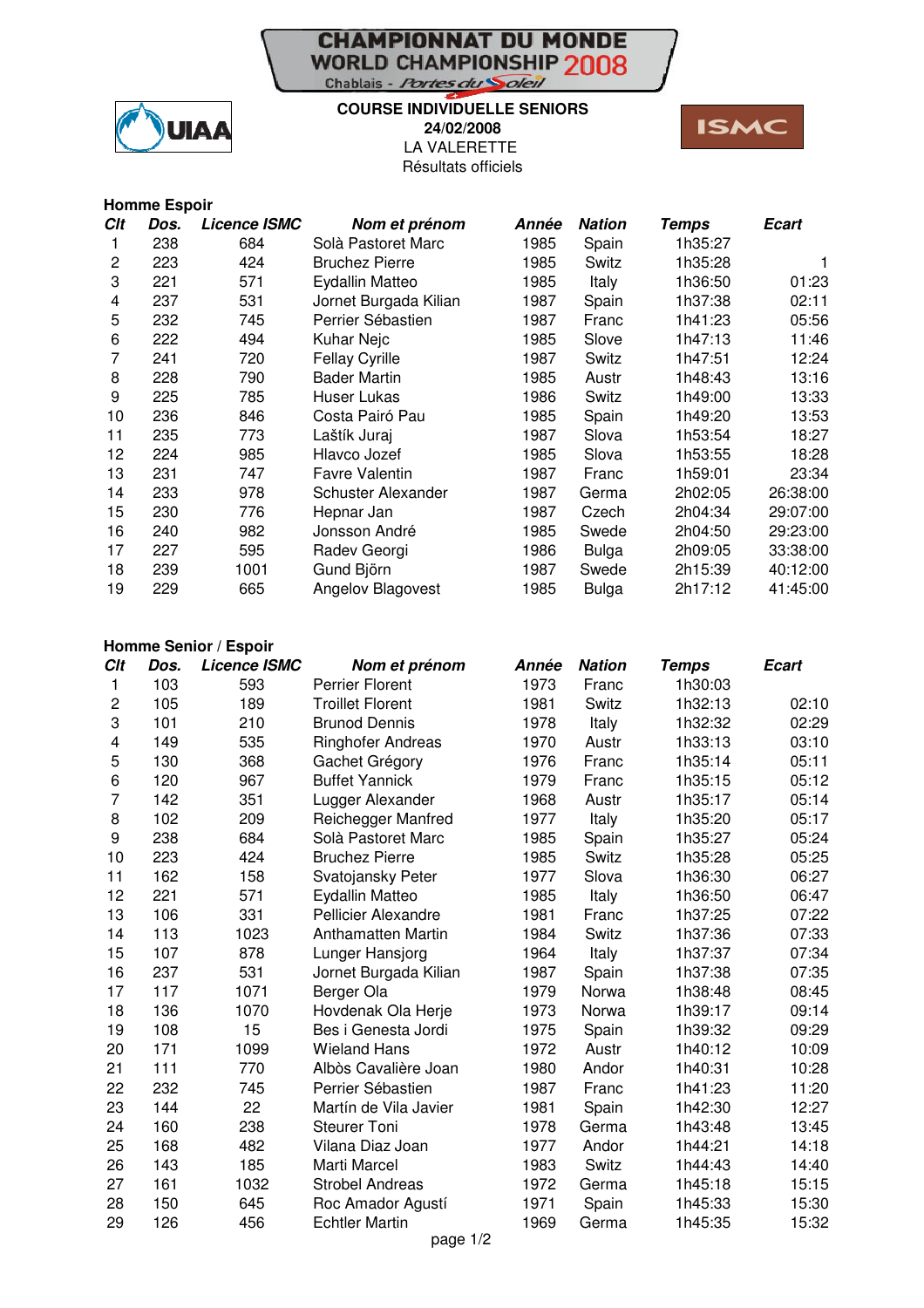# CHAMPIONNAT DU MONDE WORLD CHAMPIONSHIP 2008

Chablais - Portes du Soleil

UIAA

ISMC

**COURSE INDIVIDUELLE SENIORS**

**24/02/2008**

LA VALERETTE

Résultats officiels

**Homme Espoir**

| Clt | Dos. | Licence ISMC | Nom et prénom | Année | Nation | Temps | Ecart |
|---|---|---|---|---|---|---|---|
| 1 | 238 | 684 | Solà Pastoret Marc | 1985 | Spain | 1h35:27 | |
| 2 | 223 | 424 | Bruchez Pierre | 1985 | Switz | 1h35:28 | 1 |
| 3 | 221 | 571 | Eydallin Matteo | 1985 | Italy | 1h36:50 | 01:23 |
| 4 | 237 | 531 | Jornet Burgada Kilian | 1987 | Spain | 1h37:38 | 02:11 |
| 5 | 232 | 745 | Perrier Sébastien | 1987 | Franc | 1h41:23 | 05:56 |
| 6 | 222 | 494 | Kuhar Nejc | 1985 | Slove | 1h47:13 | 11:46 |
| 7 | 241 | 720 | Fellay Cyrille | 1987 | Switz | 1h47:51 | 12:24 |
| 8 | 228 | 790 | Bader Martin | 1985 | Austr | 1h48:43 | 13:16 |
| 9 | 225 | 785 | Huser Lukas | 1986 | Switz | 1h49:00 | 13:33 |
| 10 | 236 | 846 | Costa Pairó Pau | 1985 | Spain | 1h49:20 | 13:53 |
| 11 | 235 | 773 | Laštík Juraj | 1987 | Slova | 1h53:54 | 18:27 |
| 12 | 224 | 985 | Hlavco Jozef | 1985 | Slova | 1h53:55 | 18:28 |
| 13 | 231 | 747 | Favre Valentin | 1987 | Franc | 1h59:01 | 23:34 |
| 14 | 233 | 978 | Schuster Alexander | 1987 | Germa | 2h02:05 | 26:38:00 |
| 15 | 230 | 776 | Hepnar Jan | 1987 | Czech | 2h04:34 | 29:07:00 |
| 16 | 240 | 982 | Jonsson André | 1985 | Swede | 2h04:50 | 29:23:00 |
| 17 | 227 | 595 | Radev Georgi | 1986 | Bulga | 2h09:05 | 33:38:00 |
| 18 | 239 | 1001 | Gund Björn | 1987 | Swede | 2h15:39 | 40:12:00 |
| 19 | 229 | 665 | Angelov Blagovest | 1985 | Bulga | 2h17:12 | 41:45:00 |

**Homme Senior / Espoir**

| Clt | Dos. | Licence ISMC | Nom et prénom | Année | Nation | Temps | Ecart |
|---|---|---|---|---|---|---|---|
| 1 | 103 | 593 | Perrier Florent | 1973 | Franc | 1h30:03 | |
| 2 | 105 | 189 | Troillet Florent | 1981 | Switz | 1h32:13 | 02:10 |
| 3 | 101 | 210 | Brunod Dennis | 1978 | Italy | 1h32:32 | 02:29 |
| 4 | 149 | 535 | Ringhofer Andreas | 1970 | Austr | 1h33:13 | 03:10 |
| 5 | 130 | 368 | Gachet Grégory | 1976 | Franc | 1h35:14 | 05:11 |
| 6 | 120 | 967 | Buffet Yannick | 1979 | Franc | 1h35:15 | 05:12 |
| 7 | 142 | 351 | Lugger Alexander | 1968 | Austr | 1h35:17 | 05:14 |
| 8 | 102 | 209 | Reichegger Manfred | 1977 | Italy | 1h35:20 | 05:17 |
| 9 | 238 | 684 | Solà Pastoret Marc | 1985 | Spain | 1h35:27 | 05:24 |
| 10 | 223 | 424 | Bruchez Pierre | 1985 | Switz | 1h35:28 | 05:25 |
| 11 | 162 | 158 | Svatojansky Peter | 1977 | Slova | 1h36:30 | 06:27 |
| 12 | 221 | 571 | Eydallin Matteo | 1985 | Italy | 1h36:50 | 06:47 |
| 13 | 106 | 331 | Pellicier Alexandre | 1981 | Franc | 1h37:25 | 07:22 |
| 14 | 113 | 1023 | Anthamatten Martin | 1984 | Switz | 1h37:36 | 07:33 |
| 15 | 107 | 878 | Lunger Hansjorg | 1964 | Italy | 1h37:37 | 07:34 |
| 16 | 237 | 531 | Jornet Burgada Kilian | 1987 | Spain | 1h37:38 | 07:35 |
| 17 | 117 | 1071 | Berger Ola | 1979 | Norwa | 1h38:48 | 08:45 |
| 18 | 136 | 1070 | Hovdenak Ola Herje | 1973 | Norwa | 1h39:17 | 09:14 |
| 19 | 108 | 15 | Bes i Genesta Jordi | 1975 | Spain | 1h39:32 | 09:29 |
| 20 | 171 | 1099 | Wieland Hans | 1972 | Austr | 1h40:12 | 10:09 |
| 21 | 111 | 770 | Albòs Cavalière Joan | 1980 | Andor | 1h40:31 | 10:28 |
| 22 | 232 | 745 | Perrier Sébastien | 1987 | Franc | 1h41:23 | 11:20 |
| 23 | 144 | 22 | Martín de Vila Javier | 1981 | Spain | 1h42:30 | 12:27 |
| 24 | 160 | 238 | Steurer Toni | 1978 | Germa | 1h43:48 | 13:45 |
| 25 | 168 | 482 | Vilana Diaz Joan | 1977 | Andor | 1h44:21 | 14:18 |
| 26 | 143 | 185 | Marti Marcel | 1983 | Switz | 1h44:43 | 14:40 |
| 27 | 161 | 1032 | Strobel Andreas | 1972 | Germa | 1h45:18 | 15:15 |
| 28 | 150 | 645 | Roc Amador Agustí | 1971 | Spain | 1h45:33 | 15:30 |
| 29 | 126 | 456 | Echtler Martin | 1969 | Germa | 1h45:35 | 15:32 |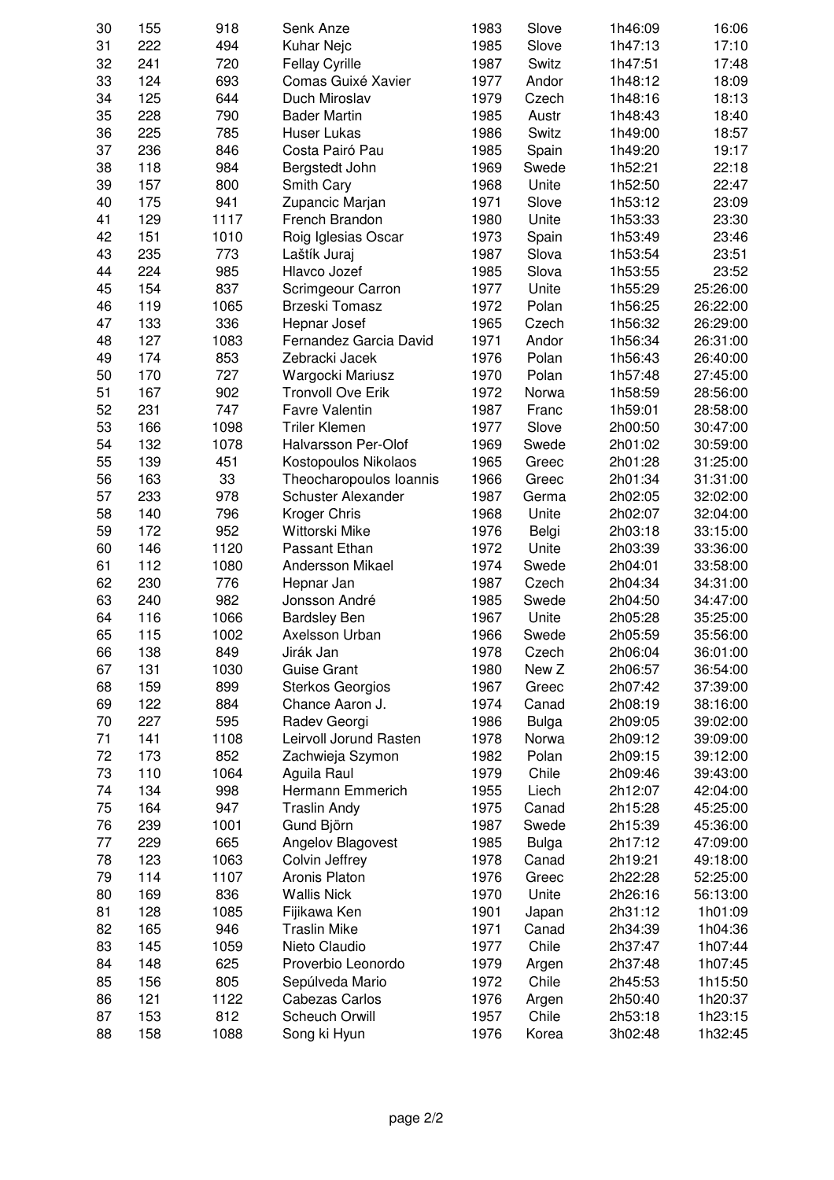| | | | | | | | |
|---|---|---|---|---|---|---|---|
| 30 | 155 | 918 | Senk Anze | 1983 | Slove | 1h46:09 | 16:06 |
| 31 | 222 | 494 | Kuhar Nejc | 1985 | Slove | 1h47:13 | 17:10 |
| 32 | 241 | 720 | Fellay Cyrille | 1987 | Switz | 1h47:51 | 17:48 |
| 33 | 124 | 693 | Comas Guixé Xavier | 1977 | Andor | 1h48:12 | 18:09 |
| 34 | 125 | 644 | Duch Miroslav | 1979 | Czech | 1h48:16 | 18:13 |
| 35 | 228 | 790 | Bader Martin | 1985 | Austr | 1h48:43 | 18:40 |
| 36 | 225 | 785 | Huser Lukas | 1986 | Switz | 1h49:00 | 18:57 |
| 37 | 236 | 846 | Costa Pairó Pau | 1985 | Spain | 1h49:20 | 19:17 |
| 38 | 118 | 984 | Bergstedt John | 1969 | Swede | 1h52:21 | 22:18 |
| 39 | 157 | 800 | Smith Cary | 1968 | Unite | 1h52:50 | 22:47 |
| 40 | 175 | 941 | Zupancic Marjan | 1971 | Slove | 1h53:12 | 23:09 |
| 41 | 129 | 1117 | French Brandon | 1980 | Unite | 1h53:33 | 23:30 |
| 42 | 151 | 1010 | Roig Iglesias Oscar | 1973 | Spain | 1h53:49 | 23:46 |
| 43 | 235 | 773 | Laštík Juraj | 1987 | Slova | 1h53:54 | 23:51 |
| 44 | 224 | 985 | Hlavco Jozef | 1985 | Slova | 1h53:55 | 23:52 |
| 45 | 154 | 837 | Scrimgeour Carron | 1977 | Unite | 1h55:29 | 25:26:00 |
| 46 | 119 | 1065 | Brzeski Tomasz | 1972 | Polan | 1h56:25 | 26:22:00 |
| 47 | 133 | 336 | Hepnar Josef | 1965 | Czech | 1h56:32 | 26:29:00 |
| 48 | 127 | 1083 | Fernandez Garcia David | 1971 | Andor | 1h56:34 | 26:31:00 |
| 49 | 174 | 853 | Zebracki Jacek | 1976 | Polan | 1h56:43 | 26:40:00 |
| 50 | 170 | 727 | Wargocki Mariusz | 1970 | Polan | 1h57:48 | 27:45:00 |
| 51 | 167 | 902 | Tronvoll Ove Erik | 1972 | Norwa | 1h58:59 | 28:56:00 |
| 52 | 231 | 747 | Favre Valentin | 1987 | Franc | 1h59:01 | 28:58:00 |
| 53 | 166 | 1098 | Triler Klemen | 1977 | Slove | 2h00:50 | 30:47:00 |
| 54 | 132 | 1078 | Halvarsson Per-Olof | 1969 | Swede | 2h01:02 | 30:59:00 |
| 55 | 139 | 451 | Kostopoulos Nikolaos | 1965 | Greec | 2h01:28 | 31:25:00 |
| 56 | 163 | 33 | Theocharopoulos Ioannis | 1966 | Greec | 2h01:34 | 31:31:00 |
| 57 | 233 | 978 | Schuster Alexander | 1987 | Germa | 2h02:05 | 32:02:00 |
| 58 | 140 | 796 | Kroger Chris | 1968 | Unite | 2h02:07 | 32:04:00 |
| 59 | 172 | 952 | Wittorski Mike | 1976 | Belgi | 2h03:18 | 33:15:00 |
| 60 | 146 | 1120 | Passant Ethan | 1972 | Unite | 2h03:39 | 33:36:00 |
| 61 | 112 | 1080 | Andersson Mikael | 1974 | Swede | 2h04:01 | 33:58:00 |
| 62 | 230 | 776 | Hepnar Jan | 1987 | Czech | 2h04:34 | 34:31:00 |
| 63 | 240 | 982 | Jonsson André | 1985 | Swede | 2h04:50 | 34:47:00 |
| 64 | 116 | 1066 | Bardsley Ben | 1967 | Unite | 2h05:28 | 35:25:00 |
| 65 | 115 | 1002 | Axelsson Urban | 1966 | Swede | 2h05:59 | 35:56:00 |
| 66 | 138 | 849 | Jirák Jan | 1978 | Czech | 2h06:04 | 36:01:00 |
| 67 | 131 | 1030 | Guise Grant | 1980 | New Z | 2h06:57 | 36:54:00 |
| 68 | 159 | 899 | Sterkos Georgios | 1967 | Greec | 2h07:42 | 37:39:00 |
| 69 | 122 | 884 | Chance Aaron J. | 1974 | Canad | 2h08:19 | 38:16:00 |
| 70 | 227 | 595 | Radev Georgi | 1986 | Bulga | 2h09:05 | 39:02:00 |
| 71 | 141 | 1108 | Leirvoll Jorund Rasten | 1978 | Norwa | 2h09:12 | 39:09:00 |
| 72 | 173 | 852 | Zachwieja Szymon | 1982 | Polan | 2h09:15 | 39:12:00 |
| 73 | 110 | 1064 | Aguila Raul | 1979 | Chile | 2h09:46 | 39:43:00 |
| 74 | 134 | 998 | Hermann Emmerich | 1955 | Liech | 2h12:07 | 42:04:00 |
| 75 | 164 | 947 | Traslin Andy | 1975 | Canad | 2h15:28 | 45:25:00 |
| 76 | 239 | 1001 | Gund Björn | 1987 | Swede | 2h15:39 | 45:36:00 |
| 77 | 229 | 665 | Angelov Blagovest | 1985 | Bulga | 2h17:12 | 47:09:00 |
| 78 | 123 | 1063 | Colvin Jeffrey | 1978 | Canad | 2h19:21 | 49:18:00 |
| 79 | 114 | 1107 | Aronis Platon | 1976 | Greec | 2h22:28 | 52:25:00 |
| 80 | 169 | 836 | Wallis Nick | 1970 | Unite | 2h26:16 | 56:13:00 |
| 81 | 128 | 1085 | Fijikawa Ken | 1901 | Japan | 2h31:12 | 1h01:09 |
| 82 | 165 | 946 | Traslin Mike | 1971 | Canad | 2h34:39 | 1h04:36 |
| 83 | 145 | 1059 | Nieto Claudio | 1977 | Chile | 2h37:47 | 1h07:44 |
| 84 | 148 | 625 | Proverbio Leonordo | 1979 | Argen | 2h37:48 | 1h07:45 |
| 85 | 156 | 805 | Sepúlveda Mario | 1972 | Chile | 2h45:53 | 1h15:50 |
| 86 | 121 | 1122 | Cabezas Carlos | 1976 | Argen | 2h50:40 | 1h20:37 |
| 87 | 153 | 812 | Scheuch Orwill | 1957 | Chile | 2h53:18 | 1h23:15 |
| 88 | 158 | 1088 | Song ki Hyun | 1976 | Korea | 3h02:48 | 1h32:45 |